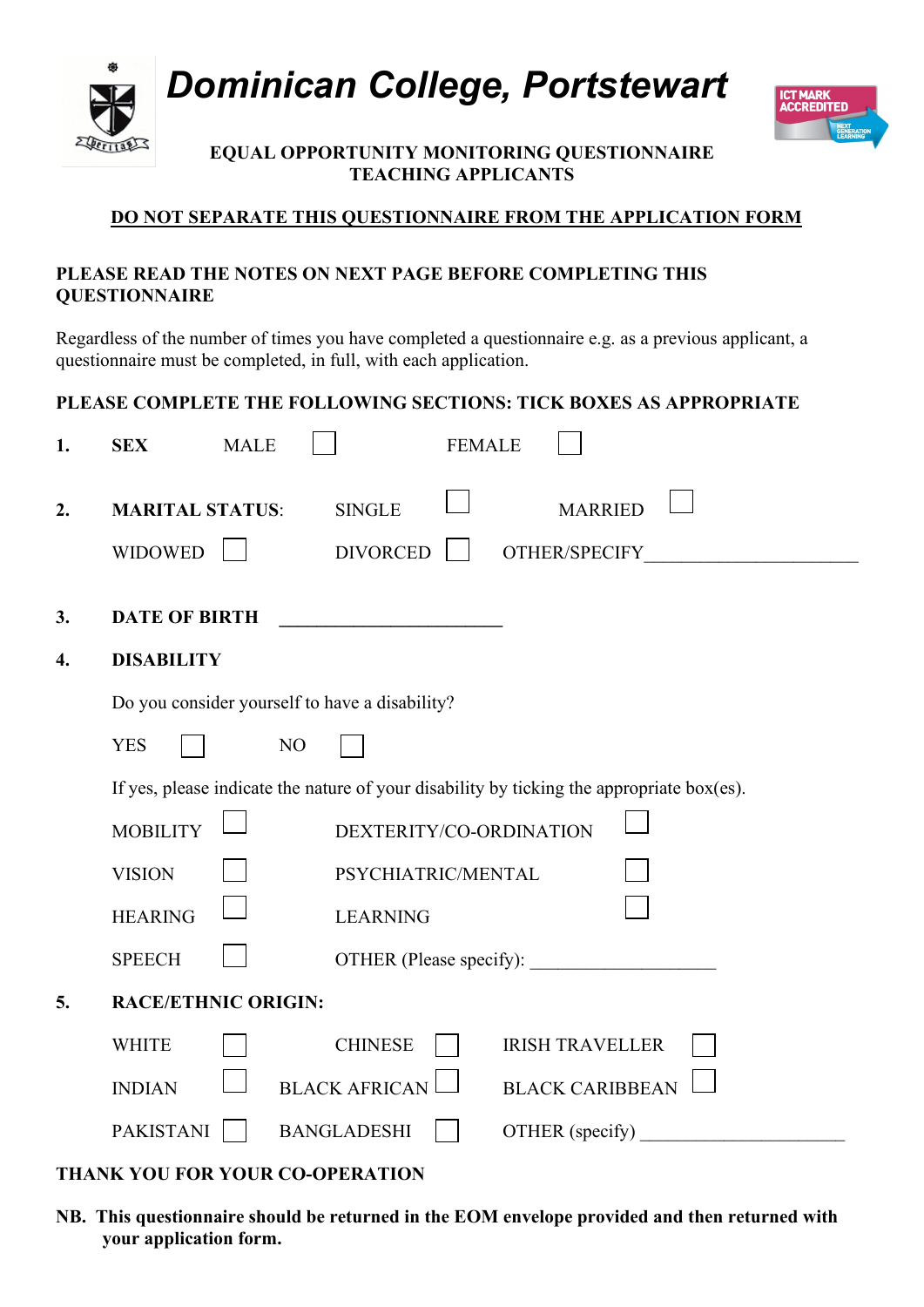# Dominican College, Portstewart

**EQUAL OPPORTUNITY MONITORING QUESTIONNAIRE**
**TEACHING APPLICANTS**

**DO NOT SEPARATE THIS QUESTIONNAIRE FROM THE APPLICATION FORM**

**PLEASE READ THE NOTES ON NEXT PAGE BEFORE COMPLETING THIS QUESTIONNAIRE**

Regardless of the number of times you have completed a questionnaire e.g. as a previous applicant, a questionnaire must be completed, in full, with each application.

**PLEASE COMPLETE THE FOLLOWING SECTIONS: TICK BOXES AS APPROPRIATE**

**1. SEX** MALE ☐ FEMALE ☐

**2. MARITAL STATUS:** SINGLE ☐ MARRIED ☐

WIDOWED ☐ DIVORCED ☐ OTHER/SPECIFY______________________

**3. DATE OF BIRTH** ________________________

**4. DISABILITY**

Do you consider yourself to have a disability?

YES ☐ NO ☐

If yes, please indicate the nature of your disability by ticking the appropriate box(es).

MOBILITY ☐ DEXTERITY/CO-ORDINATION ☐

VISION ☐ PSYCHIATRIC/MENTAL ☐

HEARING ☐ LEARNING ☐

SPEECH ☐ OTHER (Please specify): ____________________

**5. RACE/ETHNIC ORIGIN:**

WHITE ☐ CHINESE ☐ IRISH TRAVELLER ☐

INDIAN ☐ BLACK AFRICAN ☐ BLACK CARIBBEAN ☐

PAKISTANI ☐ BANGLADESHI ☐ OTHER (specify) ______________________

**THANK YOU FOR YOUR CO-OPERATION**

**NB. This questionnaire should be returned in the EOM envelope provided and then returned with your application form.**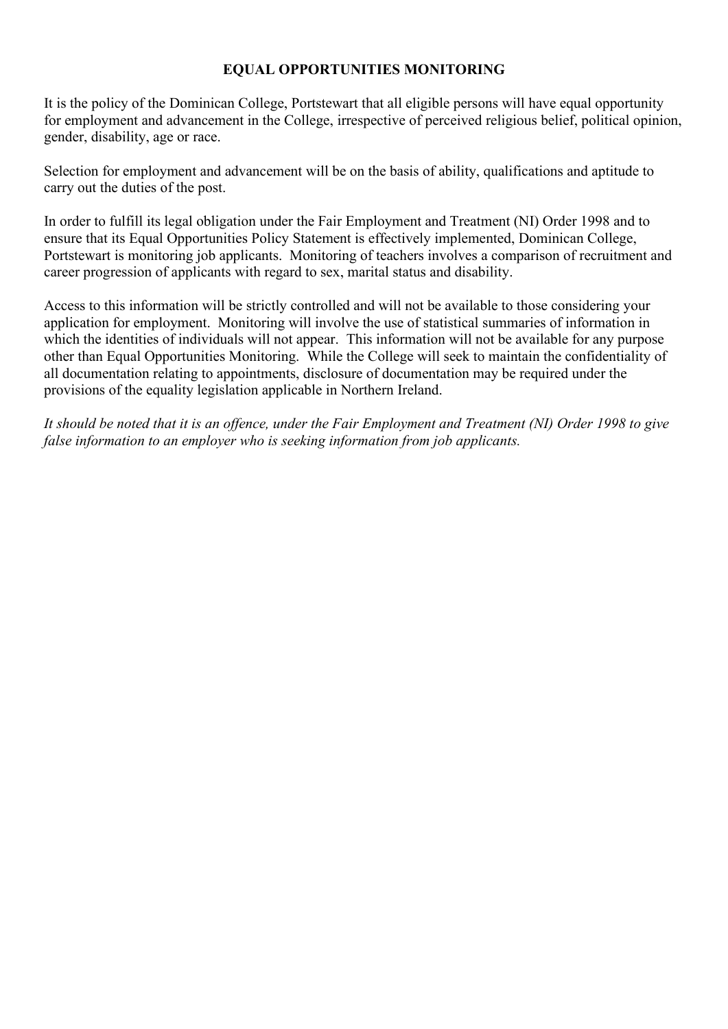# EQUAL OPPORTUNITIES MONITORING

It is the policy of the Dominican College, Portstewart that all eligible persons will have equal opportunity for employment and advancement in the College, irrespective of perceived religious belief, political opinion, gender, disability, age or race.

Selection for employment and advancement will be on the basis of ability, qualifications and aptitude to carry out the duties of the post.

In order to fulfill its legal obligation under the Fair Employment and Treatment (NI) Order 1998 and to ensure that its Equal Opportunities Policy Statement is effectively implemented, Dominican College, Portstewart is monitoring job applicants. Monitoring of teachers involves a comparison of recruitment and career progression of applicants with regard to sex, marital status and disability.

Access to this information will be strictly controlled and will not be available to those considering your application for employment. Monitoring will involve the use of statistical summaries of information in which the identities of individuals will not appear. This information will not be available for any purpose other than Equal Opportunities Monitoring. While the College will seek to maintain the confidentiality of all documentation relating to appointments, disclosure of documentation may be required under the provisions of the equality legislation applicable in Northern Ireland.

*It should be noted that it is an offence, under the Fair Employment and Treatment (NI) Order 1998 to give false information to an employer who is seeking information from job applicants.*